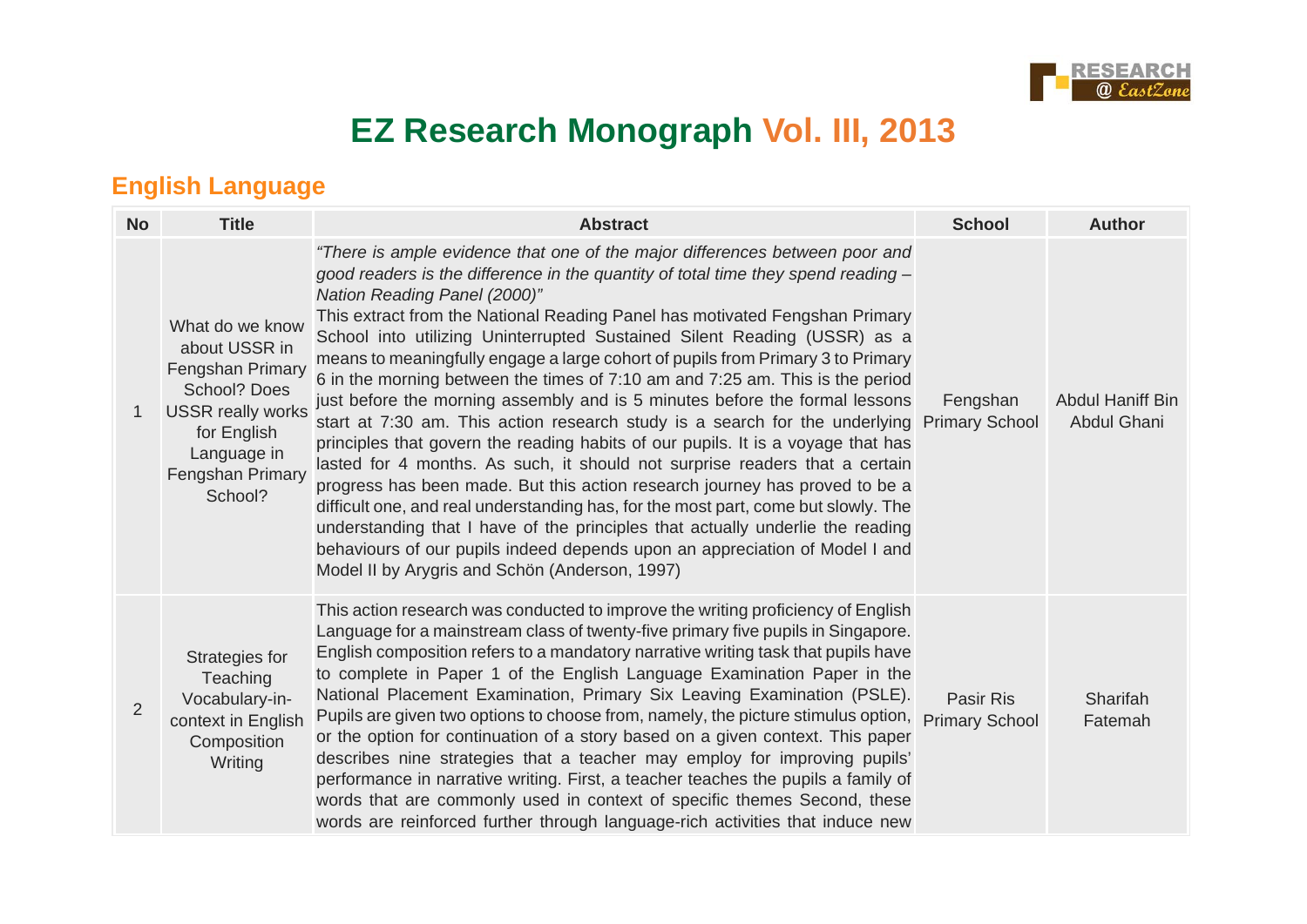# EZ Research Monograph Vol. III, 2013

## English Language

| No | Title | Abstract | School | Author |
|---|---|---|---|---|
| 1 | What do we know about USSR in Fengshan Primary School? Does USSR really works for English Language in Fengshan Primary School? | *"There is ample evidence that one of the major differences between poor and good readers is the difference in the quantity of total time they spend reading – Nation Reading Panel (2000)"* This extract from the National Reading Panel has motivated Fengshan Primary School into utilizing Uninterrupted Sustained Silent Reading (USSR) as a means to meaningfully engage a large cohort of pupils from Primary 3 to Primary 6 in the morning between the times of 7:10 am and 7:25 am. This is the period just before the morning assembly and is 5 minutes before the formal lessons start at 7:30 am. This action research study is a search for the underlying principles that govern the reading habits of our pupils. It is a voyage that has lasted for 4 months. As such, it should not surprise readers that a certain progress has been made. But this action research journey has proved to be a difficult one, and real understanding has, for the most part, come but slowly. The understanding that I have of the principles that actually underlie the reading behaviours of our pupils indeed depends upon an appreciation of Model I and Model II by Arygris and Schön (Anderson, 1997) | Fengshan Primary School | Abdul Haniff Bin Abdul Ghani |
| 2 | Strategies for Teaching Vocabulary-in-context in English Composition Writing | This action research was conducted to improve the writing proficiency of English Language for a mainstream class of twenty-five primary five pupils in Singapore. English composition refers to a mandatory narrative writing task that pupils have to complete in Paper 1 of the English Language Examination Paper in the National Placement Examination, Primary Six Leaving Examination (PSLE). Pupils are given two options to choose from, namely, the picture stimulus option, or the option for continuation of a story based on a given context. This paper describes nine strategies that a teacher may employ for improving pupils' performance in narrative writing. First, a teacher teaches the pupils a family of words that are commonly used in context of specific themes Second, these words are reinforced further through language-rich activities that induce new | Pasir Ris Primary School | Sharifah Fatemah |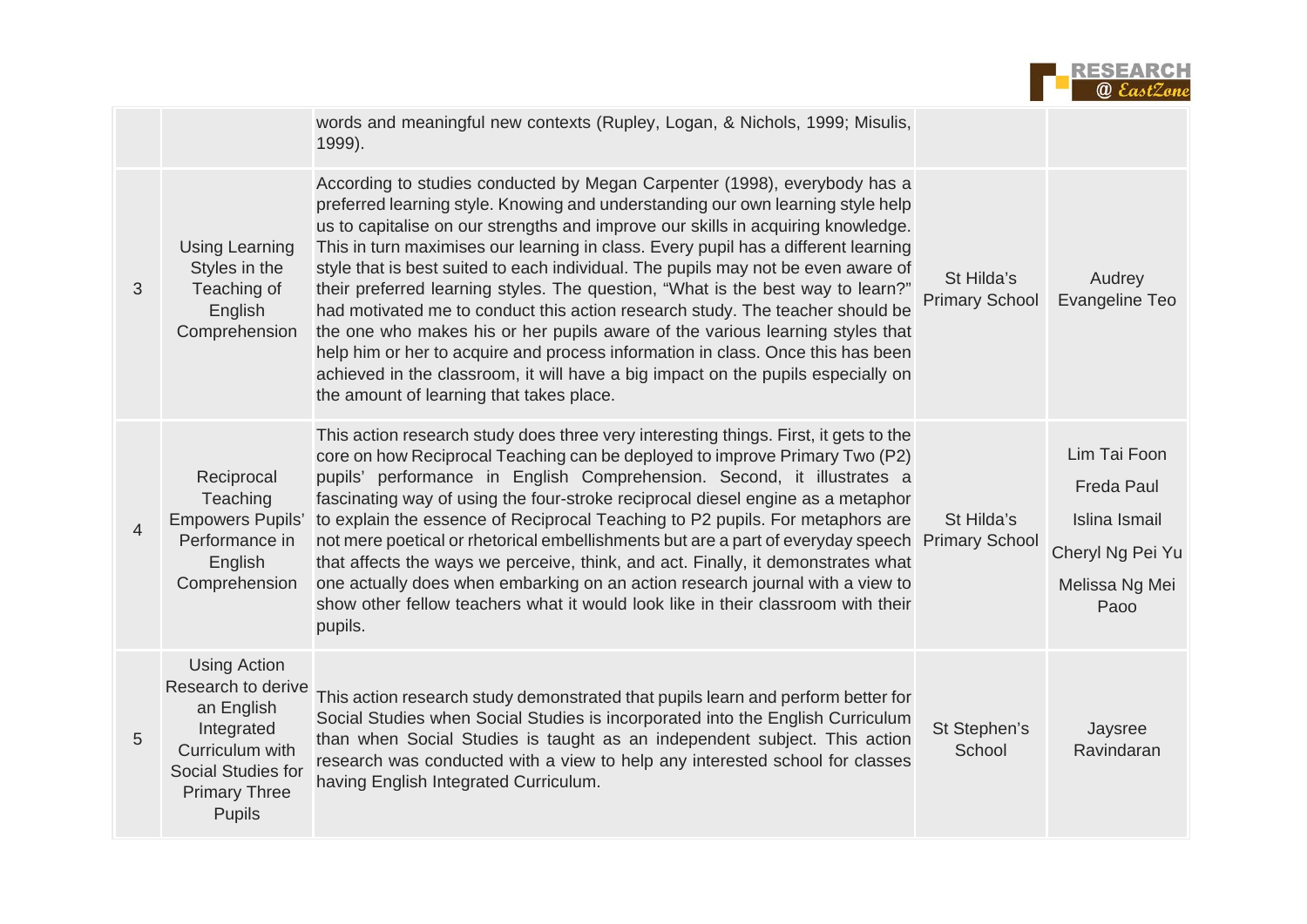| | | | | |
|---|---|---|---|---|
| | | words and meaningful new contexts (Rupley, Logan, & Nichols, 1999; Misulis, 1999). | | |
| 3 | Using Learning Styles in the Teaching of English Comprehension | According to studies conducted by Megan Carpenter (1998), everybody has a preferred learning style. Knowing and understanding our own learning style help us to capitalise on our strengths and improve our skills in acquiring knowledge. This in turn maximises our learning in class. Every pupil has a different learning style that is best suited to each individual. The pupils may not be even aware of their preferred learning styles. The question, "What is the best way to learn?" had motivated me to conduct this action research study. The teacher should be the one who makes his or her pupils aware of the various learning styles that help him or her to acquire and process information in class. Once this has been achieved in the classroom, it will have a big impact on the pupils especially on the amount of learning that takes place. | St Hilda's Primary School | Audrey Evangeline Teo |
| 4 | Reciprocal Teaching Empowers Pupils' Performance in English Comprehension | This action research study does three very interesting things. First, it gets to the core on how Reciprocal Teaching can be deployed to improve Primary Two (P2) pupils' performance in English Comprehension. Second, it illustrates a fascinating way of using the four-stroke reciprocal diesel engine as a metaphor to explain the essence of Reciprocal Teaching to P2 pupils. For metaphors are not mere poetical or rhetorical embellishments but are a part of everyday speech that affects the ways we perceive, think, and act. Finally, it demonstrates what one actually does when embarking on an action research journal with a view to show other fellow teachers what it would look like in their classroom with their pupils. | St Hilda's Primary School | Lim Tai Foon<br>Freda Paul<br>Islina Ismail<br>Cheryl Ng Pei Yu<br>Melissa Ng Mei Paoo |
| 5 | Using Action Research to derive an English Integrated Curriculum with Social Studies for Primary Three Pupils | This action research study demonstrated that pupils learn and perform better for Social Studies when Social Studies is incorporated into the English Curriculum than when Social Studies is taught as an independent subject. This action research was conducted with a view to help any interested school for classes having English Integrated Curriculum. | St Stephen's School | Jaysree Ravindaran |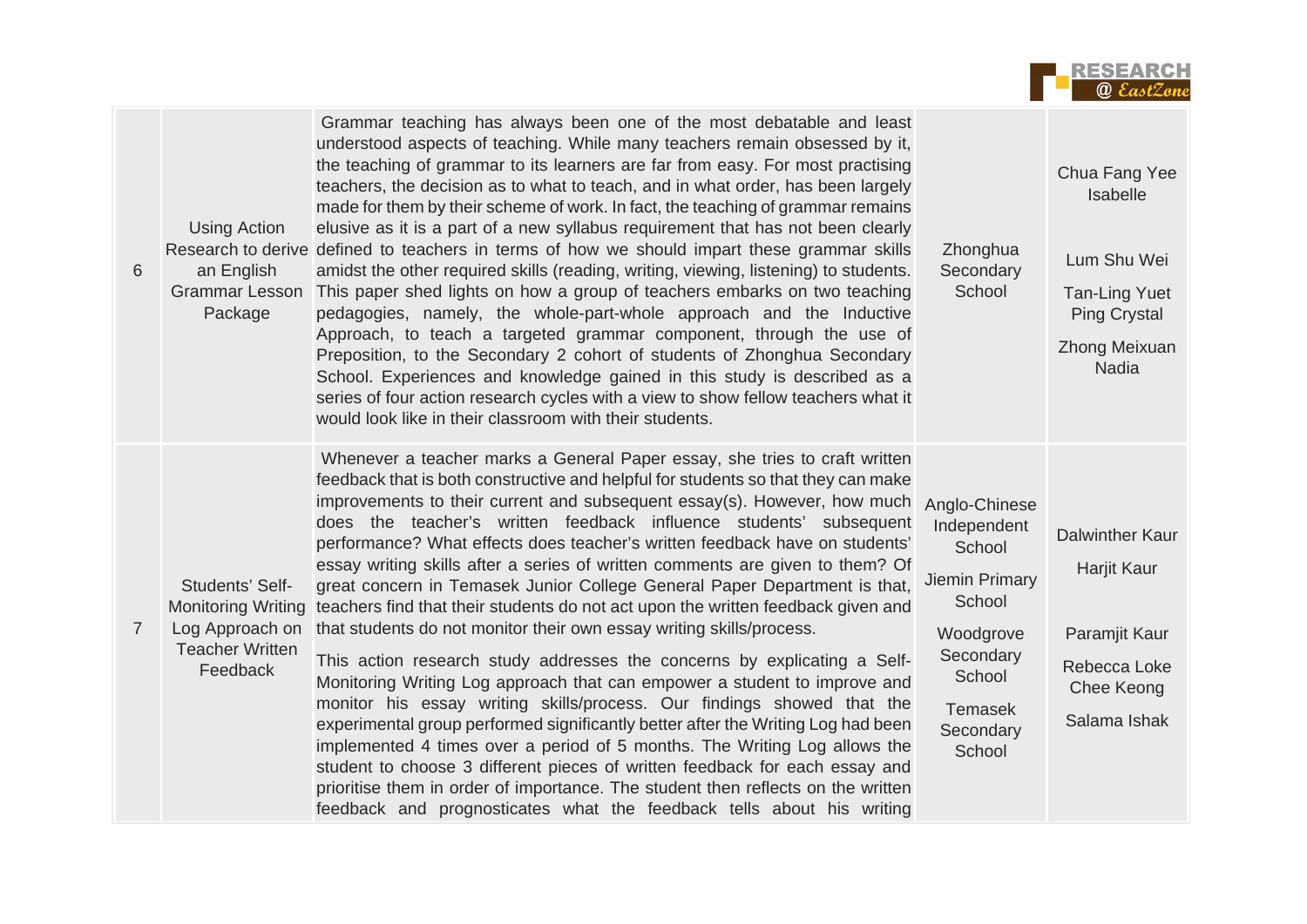| 6 | Using Action Research to derive an English Grammar Lesson Package | Grammar teaching has always been one of the most debatable and least understood aspects of teaching. While many teachers remain obsessed by it, the teaching of grammar to its learners are far from easy. For most practising teachers, the decision as to what to teach, and in what order, has been largely made for them by their scheme of work. In fact, the teaching of grammar remains elusive as it is a part of a new syllabus requirement that has not been clearly defined to teachers in terms of how we should impart these grammar skills amidst the other required skills (reading, writing, viewing, listening) to students. This paper shed lights on how a group of teachers embarks on two teaching pedagogies, namely, the whole-part-whole approach and the Inductive Approach, to teach a targeted grammar component, through the use of Preposition, to the Secondary 2 cohort of students of Zhonghua Secondary School. Experiences and knowledge gained in this study is described as a series of four action research cycles with a view to show fellow teachers what it would look like in their classroom with their students. | Zhonghua Secondary School | Chua Fang Yee Isabelle<br><br>Lum Shu Wei<br><br>Tan-Ling Yuet Ping Crystal<br><br>Zhong Meixuan Nadia |
|---|---|---|---|---|
| 7 | Students' Self-Monitoring Writing Log Approach on Teacher Written Feedback | Whenever a teacher marks a General Paper essay, she tries to craft written feedback that is both constructive and helpful for students so that they can make improvements to their current and subsequent essay(s). However, how much does the teacher's written feedback influence students' subsequent performance? What effects does teacher's written feedback have on students' essay writing skills after a series of written comments are given to them? Of great concern in Temasek Junior College General Paper Department is that, teachers find that their students do not act upon the written feedback given and that students do not monitor their own essay writing skills/process.<br><br>This action research study addresses the concerns by explicating a Self-Monitoring Writing Log approach that can empower a student to improve and monitor his essay writing skills/process. Our findings showed that the experimental group performed significantly better after the Writing Log had been implemented 4 times over a period of 5 months. The Writing Log allows the student to choose 3 different pieces of written feedback for each essay and prioritise them in order of importance. The student then reflects on the written feedback and prognosticates what the feedback tells about his writing | Anglo-Chinese Independent School<br><br>Jiemin Primary School<br><br>Woodgrove Secondary School<br><br>Temasek Secondary School | Dalwinther Kaur<br><br>Harjit Kaur<br><br>Paramjit Kaur<br><br>Rebecca Loke Chee Keong<br><br>Salama Ishak |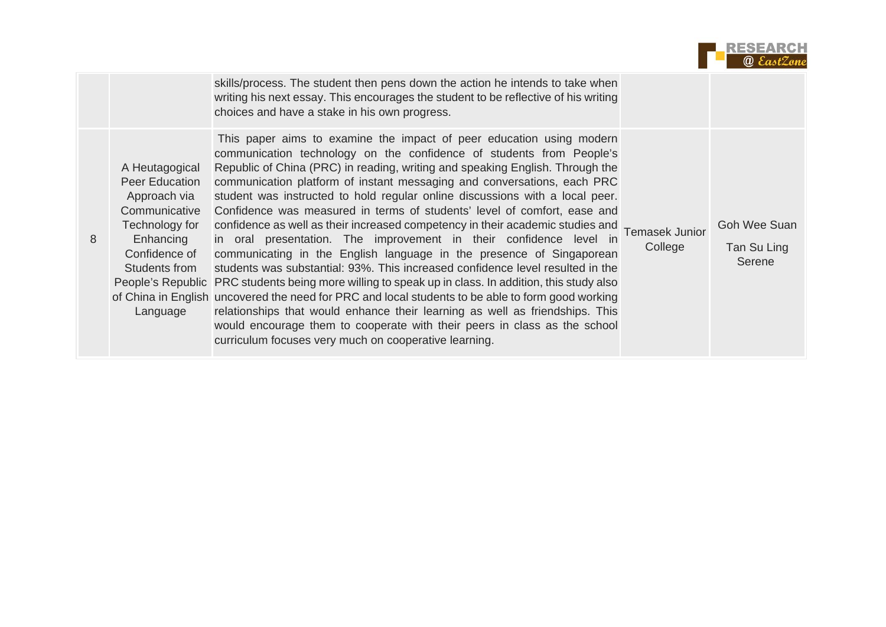| | | | | |
|---|---|---|---|---|
| | | skills/process. The student then pens down the action he intends to take when writing his next essay. This encourages the student to be reflective of his writing choices and have a stake in his own progress. | | |
| 8 | A Heutagogical Peer Education Approach via Communicative Technology for Enhancing Confidence of Students from People's Republic of China in English Language | This paper aims to examine the impact of peer education using modern communication technology on the confidence of students from People's Republic of China (PRC) in reading, writing and speaking English. Through the communication platform of instant messaging and conversations, each PRC student was instructed to hold regular online discussions with a local peer. Confidence was measured in terms of students' level of comfort, ease and confidence as well as their increased competency in their academic studies and in oral presentation. The improvement in their confidence level in communicating in the English language in the presence of Singaporean students was substantial: 93%. This increased confidence level resulted in the PRC students being more willing to speak up in class. In addition, this study also uncovered the need for PRC and local students to be able to form good working relationships that would enhance their learning as well as friendships. This would encourage them to cooperate with their peers in class as the school curriculum focuses very much on cooperative learning. | Temasek Junior College | Goh Wee Suan<br>Tan Su Ling Serene |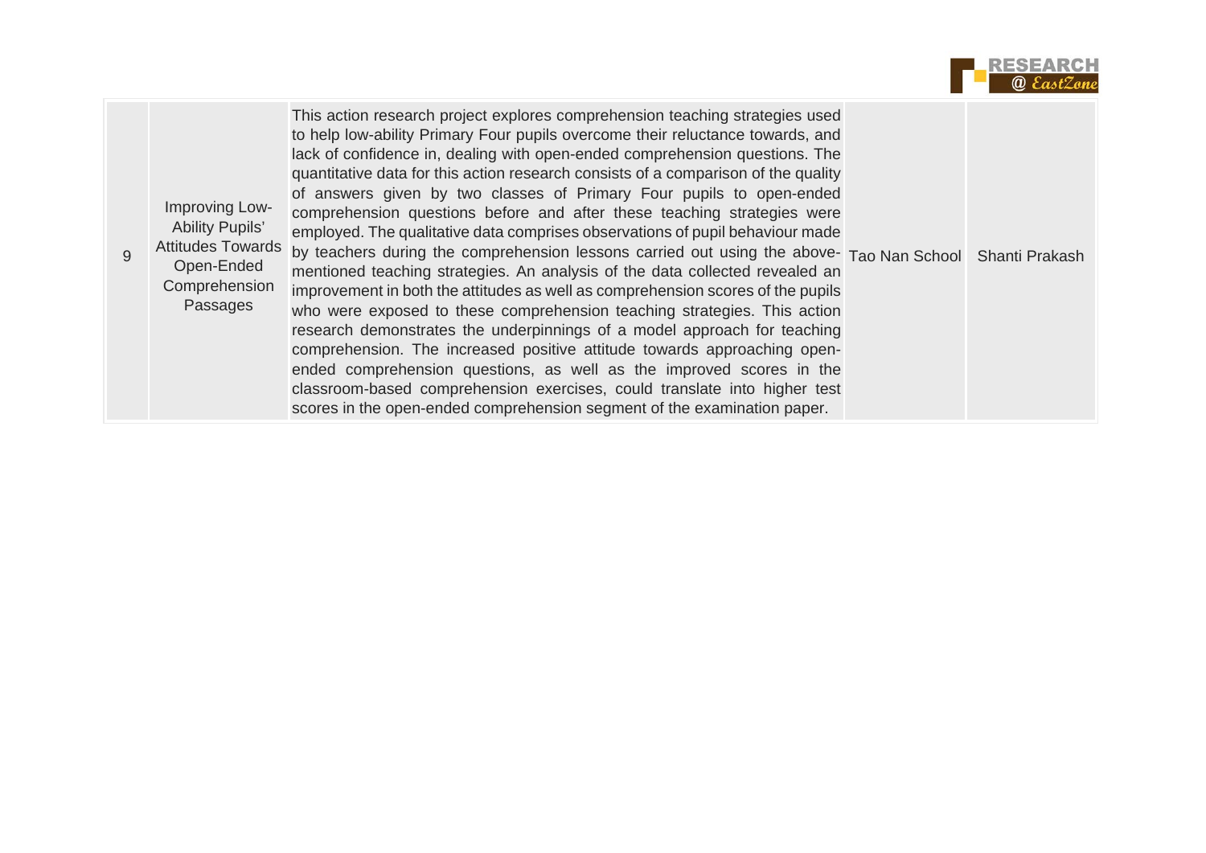| | | | | |
|---|---|---|---|---|
| 9 | Improving Low-Ability Pupils' Attitudes Towards Open-Ended Comprehension Passages | This action research project explores comprehension teaching strategies used to help low-ability Primary Four pupils overcome their reluctance towards, and lack of confidence in, dealing with open-ended comprehension questions. The quantitative data for this action research consists of a comparison of the quality of answers given by two classes of Primary Four pupils to open-ended comprehension questions before and after these teaching strategies were employed. The qualitative data comprises observations of pupil behaviour made by teachers during the comprehension lessons carried out using the above-mentioned teaching strategies. An analysis of the data collected revealed an improvement in both the attitudes as well as comprehension scores of the pupils who were exposed to these comprehension teaching strategies. This action research demonstrates the underpinnings of a model approach for teaching comprehension. The increased positive attitude towards approaching open-ended comprehension questions, as well as the improved scores in the classroom-based comprehension exercises, could translate into higher test scores in the open-ended comprehension segment of the examination paper. | Tao Nan School | Shanti Prakash |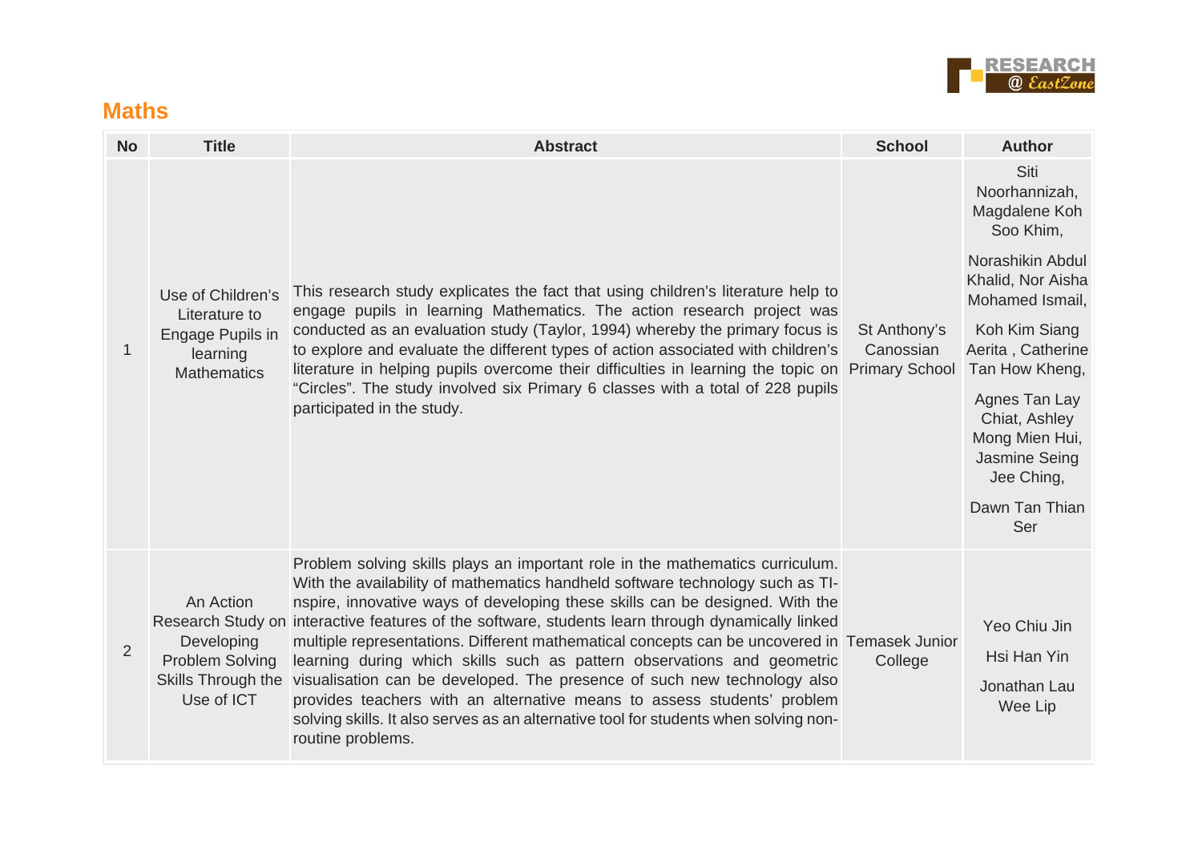## Maths

| No | Title | Abstract | School | Author |
|---|---|---|---|---|
| 1 | Use of Children's Literature to Engage Pupils in learning Mathematics | This research study explicates the fact that using children's literature help to engage pupils in learning Mathematics. The action research project was conducted as an evaluation study (Taylor, 1994) whereby the primary focus is to explore and evaluate the different types of action associated with children's literature in helping pupils overcome their difficulties in learning the topic on "Circles". The study involved six Primary 6 classes with a total of 228 pupils participated in the study. | St Anthony's Canossian Primary School | Siti Noorhannizah, Magdalene Koh Soo Khim, Norashikin Abdul Khalid, Nor Aisha Mohamed Ismail, Koh Kim Siang Aerita , Catherine Tan How Kheng, Agnes Tan Lay Chiat, Ashley Mong Mien Hui, Jasmine Seing Jee Ching, Dawn Tan Thian Ser |
| 2 | An Action Research Study on Developing Problem Solving Skills Through the Use of ICT | Problem solving skills plays an important role in the mathematics curriculum. With the availability of mathematics handheld software technology such as TI-nspire, innovative ways of developing these skills can be designed. With the interactive features of the software, students learn through dynamically linked multiple representations. Different mathematical concepts can be uncovered in learning during which skills such as pattern observations and geometric visualisation can be developed. The presence of such new technology also provides teachers with an alternative means to assess students' problem solving skills. It also serves as an alternative tool for students when solving non-routine problems. | Temasek Junior College | Yeo Chiu Jin, Hsi Han Yin, Jonathan Lau Wee Lip |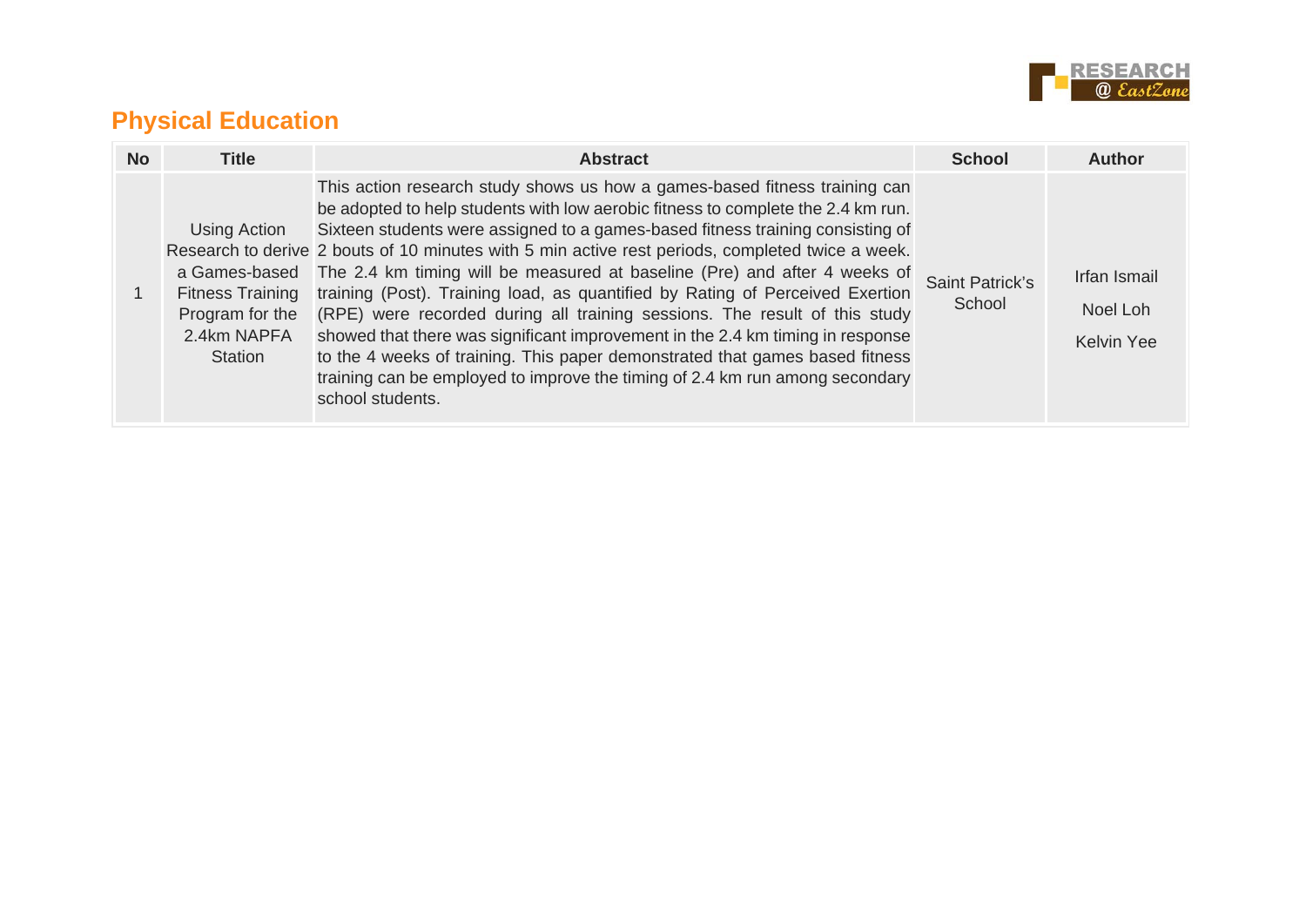## Physical Education

| No | Title | Abstract | School | Author |
|---|---|---|---|---|
| 1 | Using Action Research to derive a Games-based Fitness Training Program for the 2.4km NAPFA Station | This action research study shows us how a games-based fitness training can be adopted to help students with low aerobic fitness to complete the 2.4 km run. Sixteen students were assigned to a games-based fitness training consisting of 2 bouts of 10 minutes with 5 min active rest periods, completed twice a week. The 2.4 km timing will be measured at baseline (Pre) and after 4 weeks of training (Post). Training load, as quantified by Rating of Perceived Exertion (RPE) were recorded during all training sessions. The result of this study showed that there was significant improvement in the 2.4 km timing in response to the 4 weeks of training. This paper demonstrated that games based fitness training can be employed to improve the timing of 2.4 km run among secondary school students. | Saint Patrick's School | Irfan Ismail<br>Noel Loh<br>Kelvin Yee |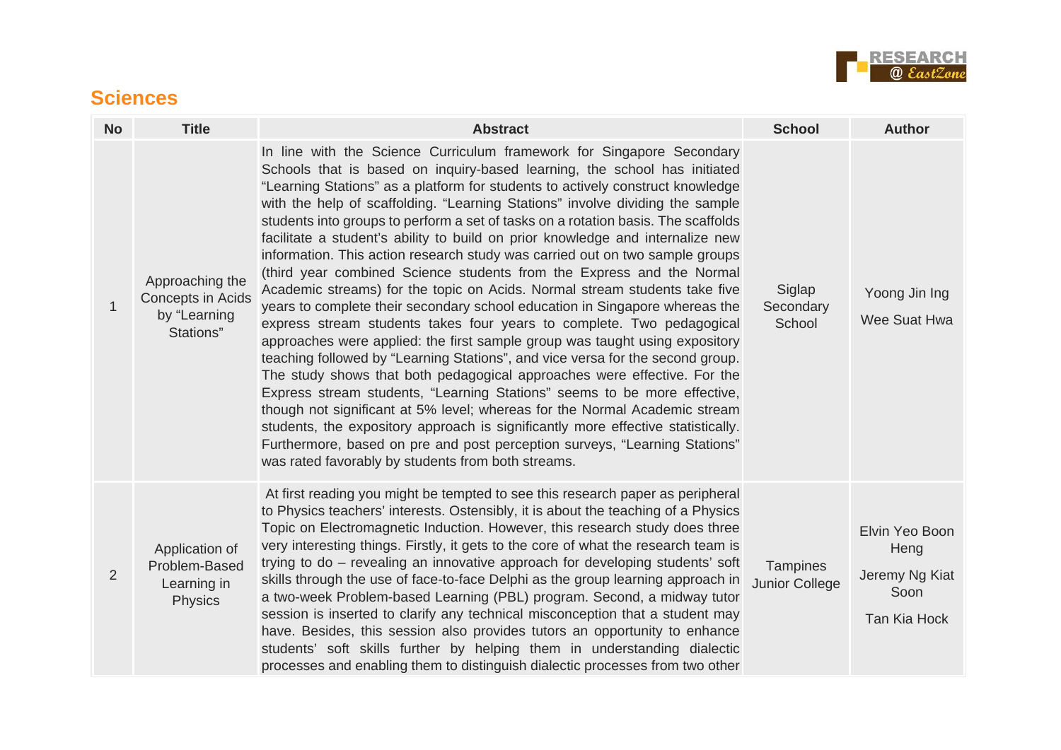## Sciences

| No | Title | Abstract | School | Author |
|---|---|---|---|---|
| 1 | Approaching the Concepts in Acids by "Learning Stations" | In line with the Science Curriculum framework for Singapore Secondary Schools that is based on inquiry-based learning, the school has initiated "Learning Stations" as a platform for students to actively construct knowledge with the help of scaffolding. "Learning Stations" involve dividing the sample students into groups to perform a set of tasks on a rotation basis. The scaffolds facilitate a student's ability to build on prior knowledge and internalize new information. This action research study was carried out on two sample groups (third year combined Science students from the Express and the Normal Academic streams) for the topic on Acids. Normal stream students take five years to complete their secondary school education in Singapore whereas the express stream students takes four years to complete. Two pedagogical approaches were applied: the first sample group was taught using expository teaching followed by "Learning Stations", and vice versa for the second group. The study shows that both pedagogical approaches were effective. For the Express stream students, "Learning Stations" seems to be more effective, though not significant at 5% level; whereas for the Normal Academic stream students, the expository approach is significantly more effective statistically. Furthermore, based on pre and post perception surveys, "Learning Stations" was rated favorably by students from both streams. | Siglap Secondary School | Yoong Jin Ing<br><br>Wee Suat Hwa |
| 2 | Application of Problem-Based Learning in Physics | At first reading you might be tempted to see this research paper as peripheral to Physics teachers' interests. Ostensibly, it is about the teaching of a Physics Topic on Electromagnetic Induction. However, this research study does three very interesting things. Firstly, it gets to the core of what the research team is trying to do – revealing an innovative approach for developing students' soft skills through the use of face-to-face Delphi as the group learning approach in a two-week Problem-based Learning (PBL) program. Second, a midway tutor session is inserted to clarify any technical misconception that a student may have. Besides, this session also provides tutors an opportunity to enhance students' soft skills further by helping them in understanding dialectic processes and enabling them to distinguish dialectic processes from two other | Tampines Junior College | Elvin Yeo Boon Heng<br><br>Jeremy Ng Kiat Soon<br><br>Tan Kia Hock |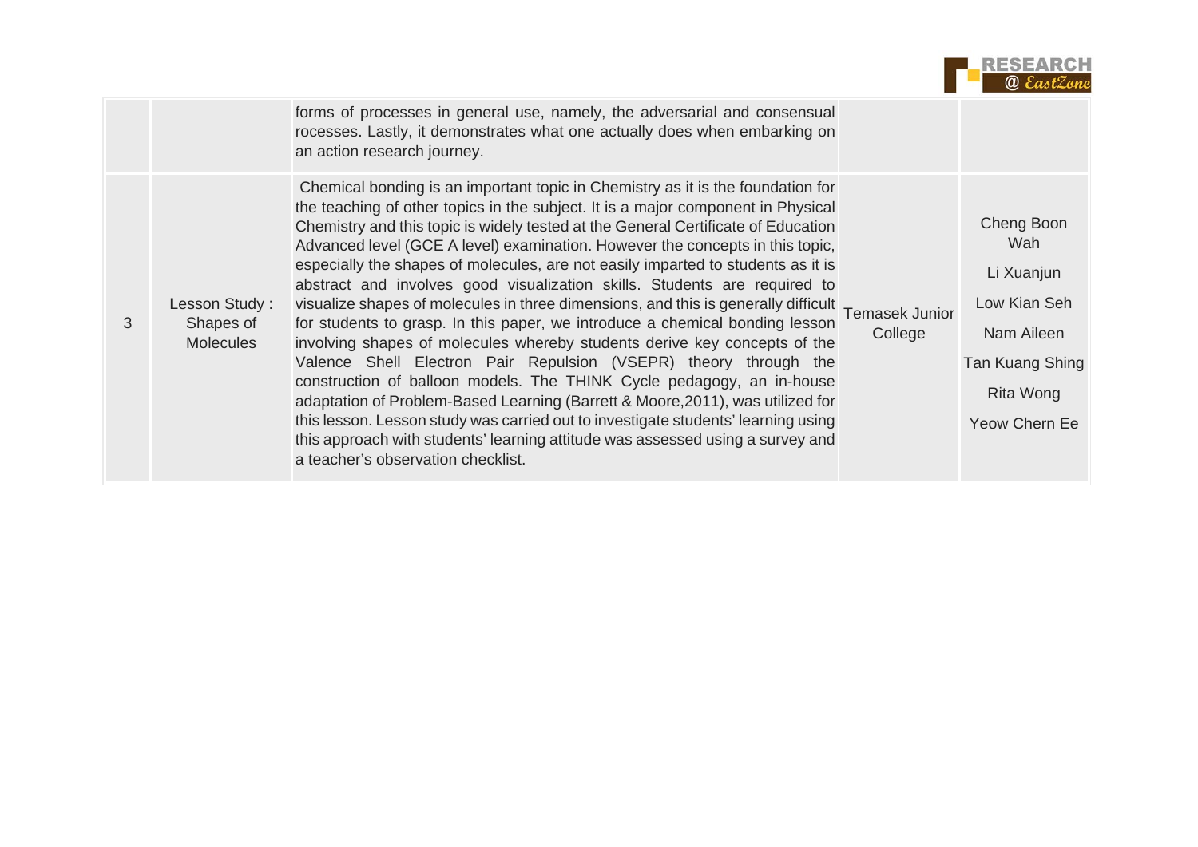| | | | | |
|---|---|---|---|---|
| | | forms of processes in general use, namely, the adversarial and consensual rocesses. Lastly, it demonstrates what one actually does when embarking on an action research journey. | | |
| 3 | Lesson Study : Shapes of Molecules | Chemical bonding is an important topic in Chemistry as it is the foundation for the teaching of other topics in the subject. It is a major component in Physical Chemistry and this topic is widely tested at the General Certificate of Education Advanced level (GCE A level) examination. However the concepts in this topic, especially the shapes of molecules, are not easily imparted to students as it is abstract and involves good visualization skills. Students are required to visualize shapes of molecules in three dimensions, and this is generally difficult for students to grasp. In this paper, we introduce a chemical bonding lesson involving shapes of molecules whereby students derive key concepts of the Valence Shell Electron Pair Repulsion (VSEPR) theory through the construction of balloon models. The THINK Cycle pedagogy, an in-house adaptation of Problem-Based Learning (Barrett & Moore,2011), was utilized for this lesson. Lesson study was carried out to investigate students' learning using this approach with students' learning attitude was assessed using a survey and a teacher's observation checklist. | Temasek Junior College | Cheng Boon Wah<br>Li Xuanjun<br>Low Kian Seh<br>Nam Aileen<br>Tan Kuang Shing<br>Rita Wong<br>Yeow Chern Ee |